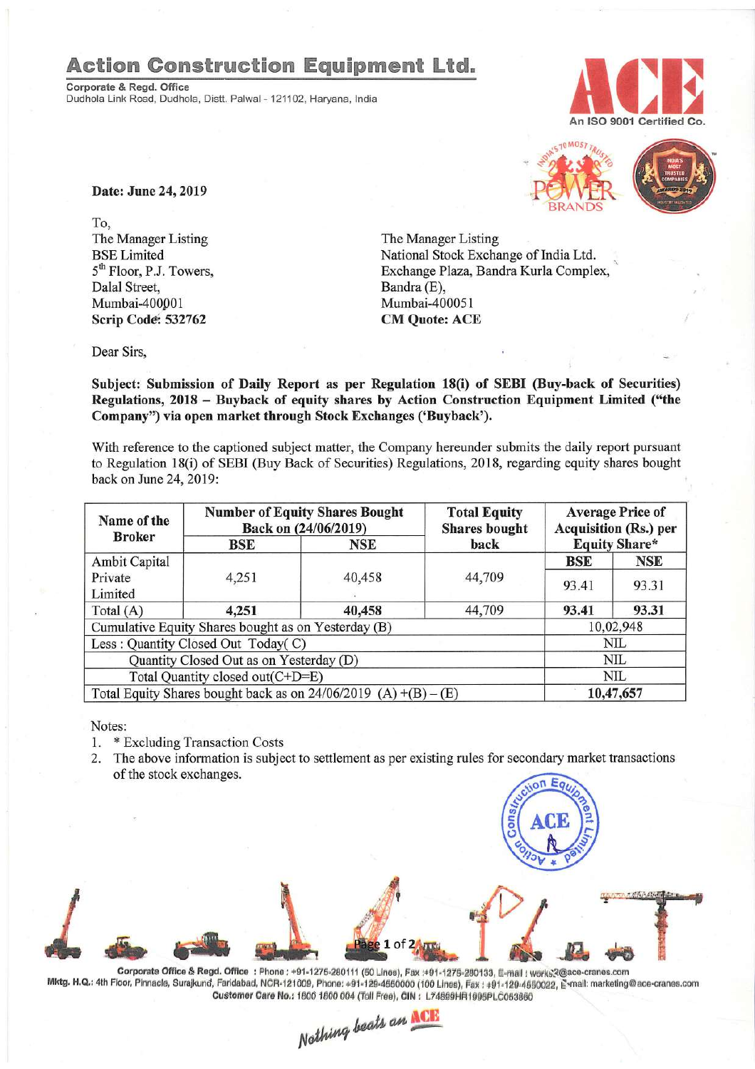# Action Construction Equipment Ltd.

**Corporate & Regd. Office**
Dudhola Link Road, Dudhola, Distt. Palwal - 121102, Haryana, India

An ISO 9001 Certified Co.

**Date: June 24, 2019**

To,
The Manager Listing
BSE Limited
5th Floor, P.J. Towers,
Dalal Street,
Mumbai-400001
**Scrip Code: 532762**

The Manager Listing
National Stock Exchange of India Ltd.
Exchange Plaza, Bandra Kurla Complex,
Bandra (E),
Mumbai-400051
**CM Quote: ACE**

Dear Sirs,

**Subject: Submission of Daily Report as per Regulation 18(i) of SEBI (Buy-back of Securities) Regulations, 2018 – Buyback of equity shares by Action Construction Equipment Limited ("the Company") via open market through Stock Exchanges ('Buyback').**

With reference to the captioned subject matter, the Company hereunder submits the daily report pursuant to Regulation 18(i) of SEBI (Buy Back of Securities) Regulations, 2018, regarding equity shares bought back on June 24, 2019:

| Name of the Broker | Number of Equity Shares Bought Back on (24/06/2019) | | Total Equity Shares bought back | Average Price of Acquisition (Rs.) per Equity Share* | |
|---|---|---|---|---|---|
| | BSE | NSE | | BSE | NSE |
| Ambit Capital Private Limited | 4,251 | 40,458 | 44,709 | 93.41 | 93.31 |
| Total (A) | **4,251** | **40,458** | 44,709 | **93.41** | **93.31** |
| Cumulative Equity Shares bought as on Yesterday (B) | | | | 10,02,948 | |
| Less : Quantity Closed Out Today( C) | | | | NIL | |
| Quantity Closed Out as on Yesterday (D) | | | | NIL | |
| Total Quantity closed out(C+D=E) | | | | NIL | |
| Total Equity Shares bought back as on 24/06/2019 (A) +(B) – (E) | | | | **10,47,657** | |

Notes:

1. * Excluding Transaction Costs
2. The above information is subject to settlement as per existing rules for secondary market transactions of the stock exchanges.

Corporate Office & Regd. Office : Phone : +91-1275-280111 (50 Lines), Fax :+91-1275-280133, E-mail : works2@ace-cranes.com
Mktg. H.Q.: 4th Floor, Pinnacle, Surajkund, Faridabad, NCR-121009, Phone: +91-129-4550000 (100 Lines), Fax : +91-129-4550022, E-mail: marketing@ace-cranes.com
Customer Care No.: 1800 1800 004 (Toll Free), CIN : L74899HR1995PLC053860

*Nothing beats an ACE*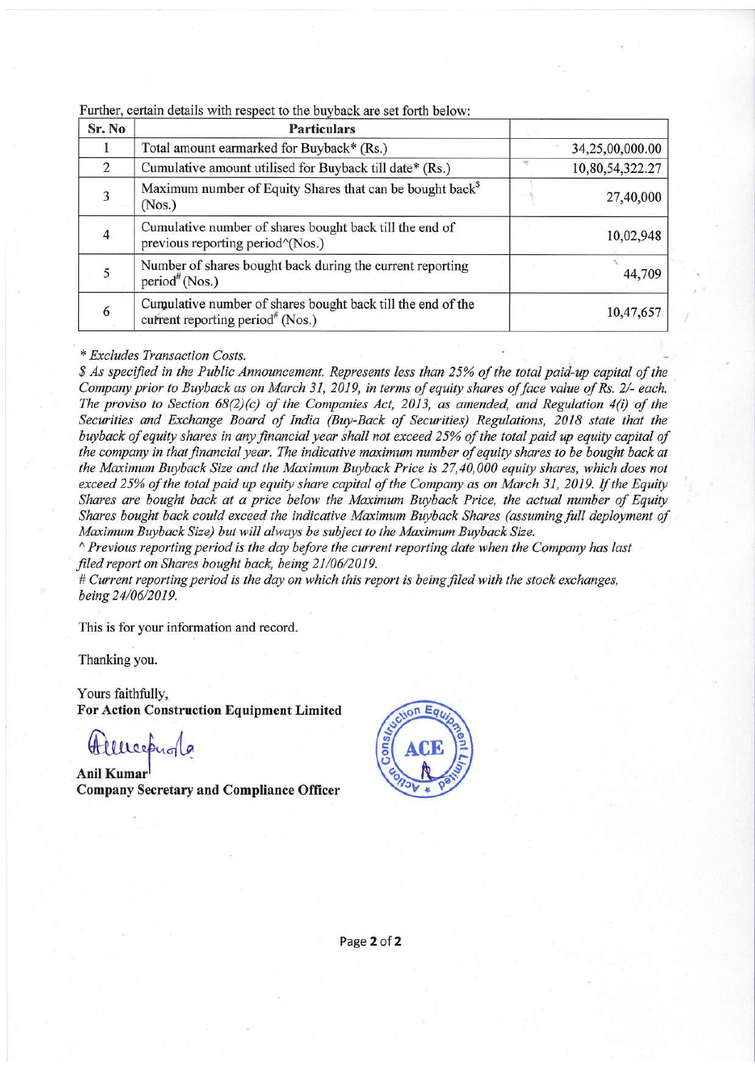Further, certain details with respect to the buyback are set forth below:

| Sr. No | Particulars | |
|---|---|---|
| 1 | Total amount earmarked for Buyback* (Rs.) | 34,25,00,000.00 |
| 2 | Cumulative amount utilised for Buyback till date* (Rs.) | 10,80,54,322.27 |
| 3 | Maximum number of Equity Shares that can be bought back$ (Nos.) | 27,40,000 |
| 4 | Cumulative number of shares bought back till the end of previous reporting period^(Nos.) | 10,02,948 |
| 5 | Number of shares bought back during the current reporting period# (Nos.) | 44,709 |
| 6 | Cumulative number of shares bought back till the end of the current reporting period# (Nos.) | 10,47,657 |

*\* Excludes Transaction Costs.*

*$ As specified in the Public Announcement. Represents less than 25% of the total paid-up capital of the Company prior to Buyback as on March 31, 2019, in terms of equity shares of face value of Rs. 2/- each. The proviso to Section 68(2)(c) of the Companies Act, 2013, as amended, and Regulation 4(i) of the Securities and Exchange Board of India (Buy-Back of Securities) Regulations, 2018 state that the buyback of equity shares in any financial year shall not exceed 25% of the total paid up equity capital of the company in that financial year. The indicative maximum number of equity shares to be bought back at the Maximum Buyback Size and the Maximum Buyback Price is 27,40,000 equity shares, which does not exceed 25% of the total paid up equity share capital of the Company as on March 31, 2019. If the Equity Shares are bought back at a price below the Maximum Buyback Price, the actual number of Equity Shares bought back could exceed the indicative Maximum Buyback Shares (assuming full deployment of Maximum Buyback Size) but will always be subject to the Maximum Buyback Size.*

*^ Previous reporting period is the day before the current reporting date when the Company has last filed report on Shares bought back, being 21/06/2019.*

*# Current reporting period is the day on which this report is being filed with the stock exchanges, being 24/06/2019.*

This is for your information and record.

Thanking you.

Yours faithfully,
**For Action Construction Equipment Limited**

**Anil Kumar**
**Company Secretary and Compliance Officer**